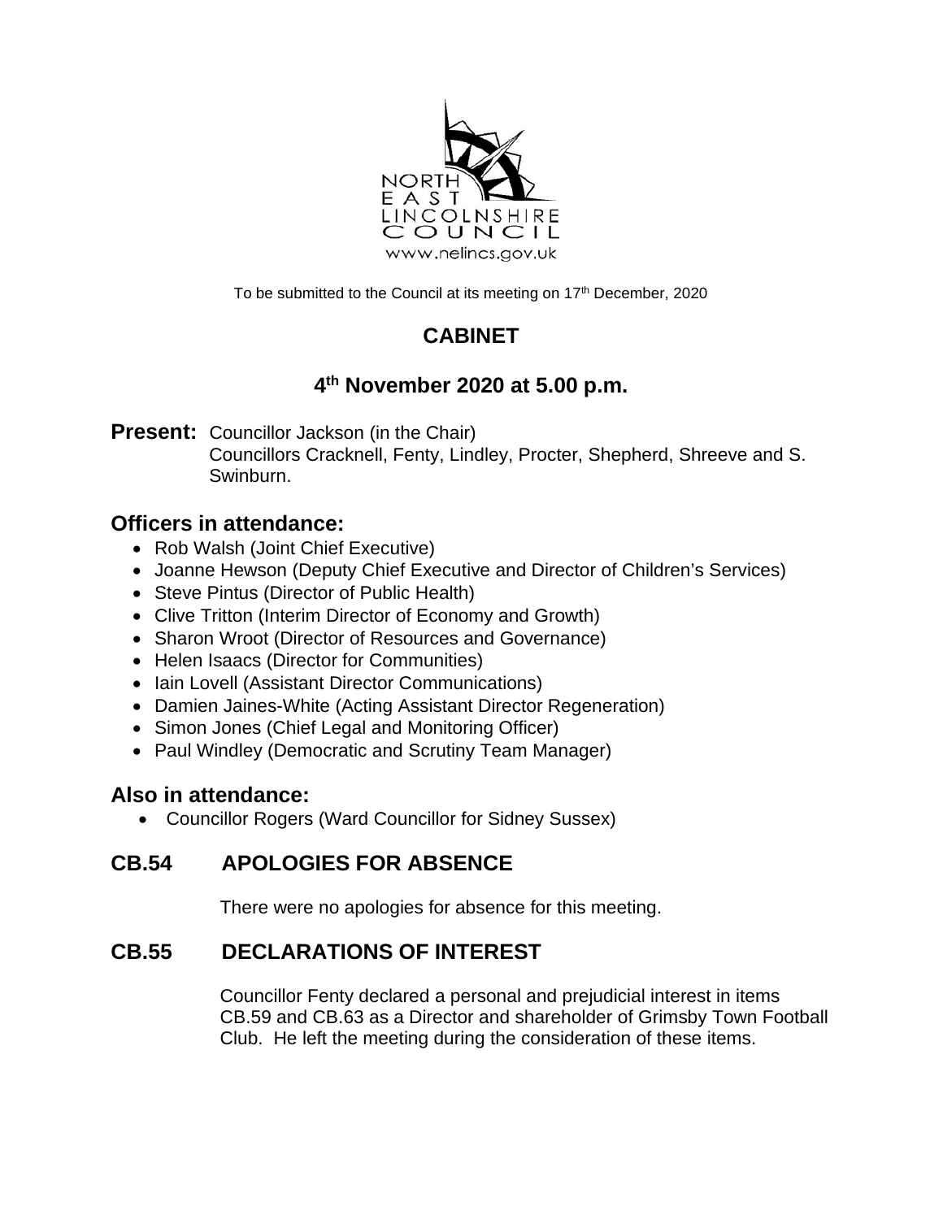NORTH EAST LINCOLNSHIRE COUNCIL
www.nelincs.gov.uk

To be submitted to the Council at its meeting on 17th December, 2020

# CABINET

## 4th November 2020 at 5.00 p.m.

**Present:** Councillor Jackson (in the Chair)
Councillors Cracknell, Fenty, Lindley, Procter, Shepherd, Shreeve and S. Swinburn.

## Officers in attendance:

- Rob Walsh (Joint Chief Executive)
- Joanne Hewson (Deputy Chief Executive and Director of Children's Services)
- Steve Pintus (Director of Public Health)
- Clive Tritton (Interim Director of Economy and Growth)
- Sharon Wroot (Director of Resources and Governance)
- Helen Isaacs (Director for Communities)
- Iain Lovell (Assistant Director Communications)
- Damien Jaines-White (Acting Assistant Director Regeneration)
- Simon Jones (Chief Legal and Monitoring Officer)
- Paul Windley (Democratic and Scrutiny Team Manager)

## Also in attendance:

- Councillor Rogers (Ward Councillor for Sidney Sussex)

## CB.54 APOLOGIES FOR ABSENCE

There were no apologies for absence for this meeting.

## CB.55 DECLARATIONS OF INTEREST

Councillor Fenty declared a personal and prejudicial interest in items CB.59 and CB.63 as a Director and shareholder of Grimsby Town Football Club. He left the meeting during the consideration of these items.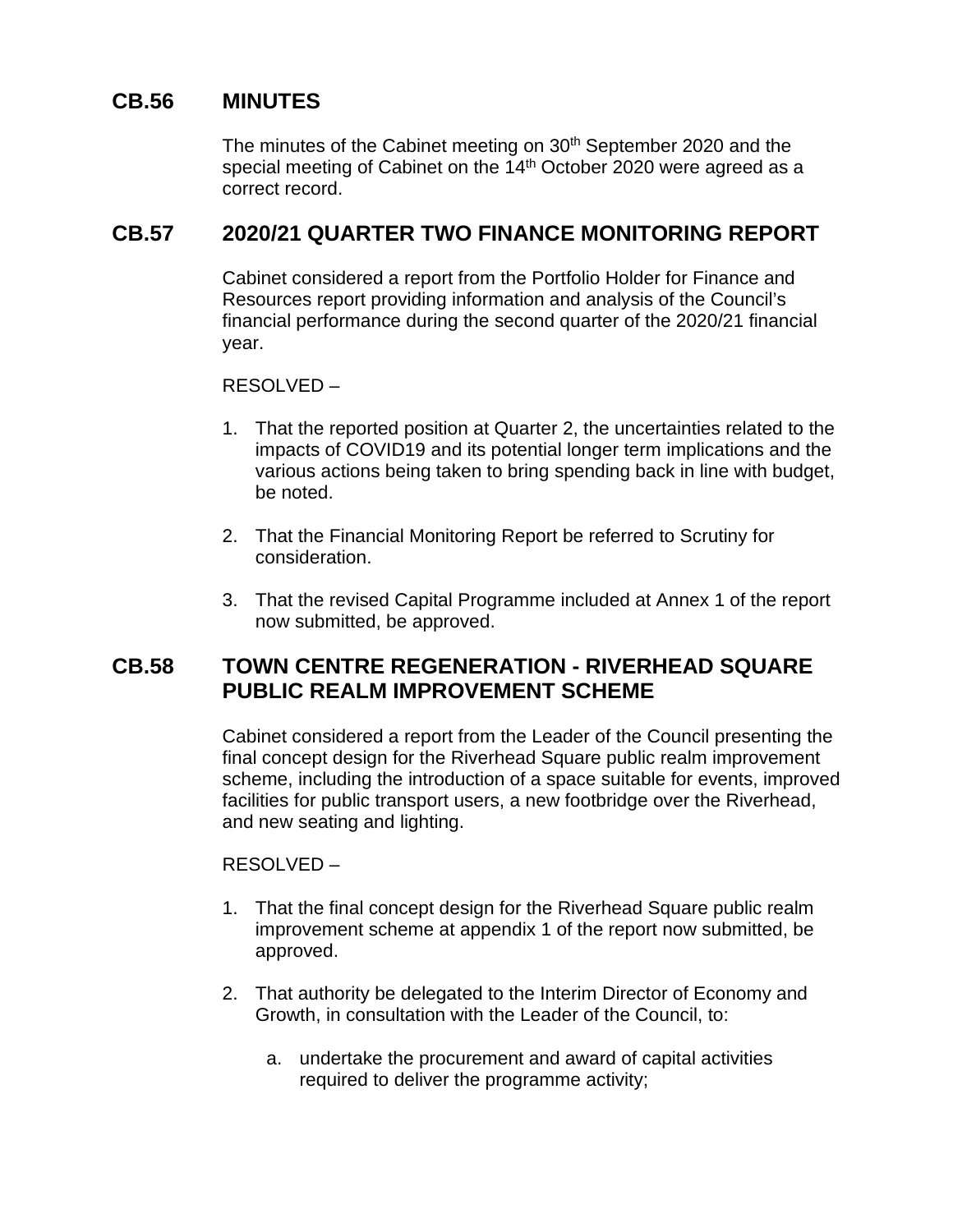## CB.56 MINUTES

The minutes of the Cabinet meeting on 30th September 2020 and the special meeting of Cabinet on the 14th October 2020 were agreed as a correct record.

## CB.57 2020/21 QUARTER TWO FINANCE MONITORING REPORT

Cabinet considered a report from the Portfolio Holder for Finance and Resources report providing information and analysis of the Council's financial performance during the second quarter of the 2020/21 financial year.

RESOLVED –

1. That the reported position at Quarter 2, the uncertainties related to the impacts of COVID19 and its potential longer term implications and the various actions being taken to bring spending back in line with budget, be noted.

2. That the Financial Monitoring Report be referred to Scrutiny for consideration.

3. That the revised Capital Programme included at Annex 1 of the report now submitted, be approved.

## CB.58 TOWN CENTRE REGENERATION - RIVERHEAD SQUARE PUBLIC REALM IMPROVEMENT SCHEME

Cabinet considered a report from the Leader of the Council presenting the final concept design for the Riverhead Square public realm improvement scheme, including the introduction of a space suitable for events, improved facilities for public transport users, a new footbridge over the Riverhead, and new seating and lighting.

RESOLVED –

1. That the final concept design for the Riverhead Square public realm improvement scheme at appendix 1 of the report now submitted, be approved.

2. That authority be delegated to the Interim Director of Economy and Growth, in consultation with the Leader of the Council, to:

   a. undertake the procurement and award of capital activities required to deliver the programme activity;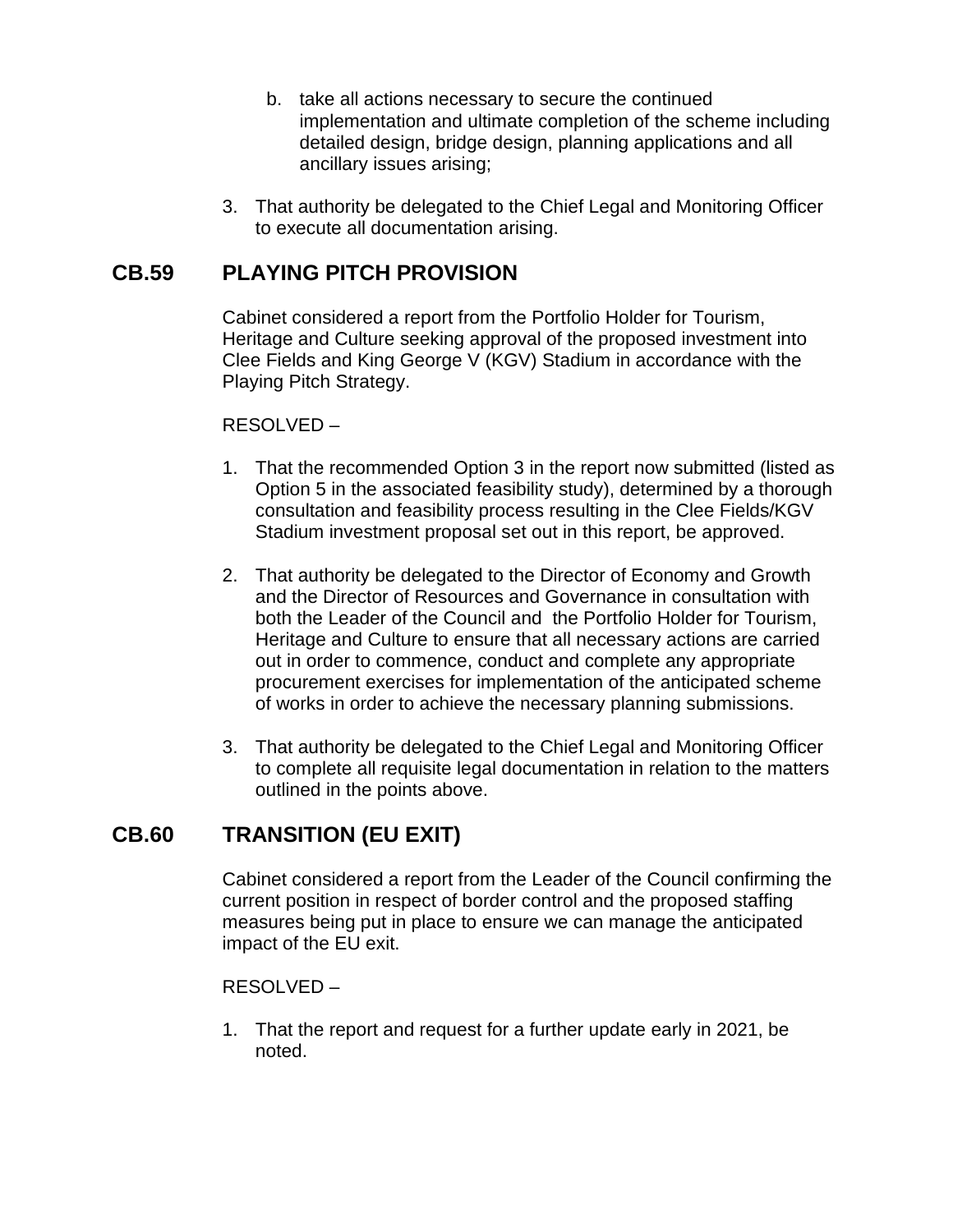b. take all actions necessary to secure the continued implementation and ultimate completion of the scheme including detailed design, bridge design, planning applications and all ancillary issues arising;

3. That authority be delegated to the Chief Legal and Monitoring Officer to execute all documentation arising.

## CB.59 PLAYING PITCH PROVISION

Cabinet considered a report from the Portfolio Holder for Tourism, Heritage and Culture seeking approval of the proposed investment into Clee Fields and King George V (KGV) Stadium in accordance with the Playing Pitch Strategy.

RESOLVED –

1. That the recommended Option 3 in the report now submitted (listed as Option 5 in the associated feasibility study), determined by a thorough consultation and feasibility process resulting in the Clee Fields/KGV Stadium investment proposal set out in this report, be approved.

2. That authority be delegated to the Director of Economy and Growth and the Director of Resources and Governance in consultation with both the Leader of the Council and the Portfolio Holder for Tourism, Heritage and Culture to ensure that all necessary actions are carried out in order to commence, conduct and complete any appropriate procurement exercises for implementation of the anticipated scheme of works in order to achieve the necessary planning submissions.

3. That authority be delegated to the Chief Legal and Monitoring Officer to complete all requisite legal documentation in relation to the matters outlined in the points above.

## CB.60 TRANSITION (EU EXIT)

Cabinet considered a report from the Leader of the Council confirming the current position in respect of border control and the proposed staffing measures being put in place to ensure we can manage the anticipated impact of the EU exit.

RESOLVED –

1. That the report and request for a further update early in 2021, be noted.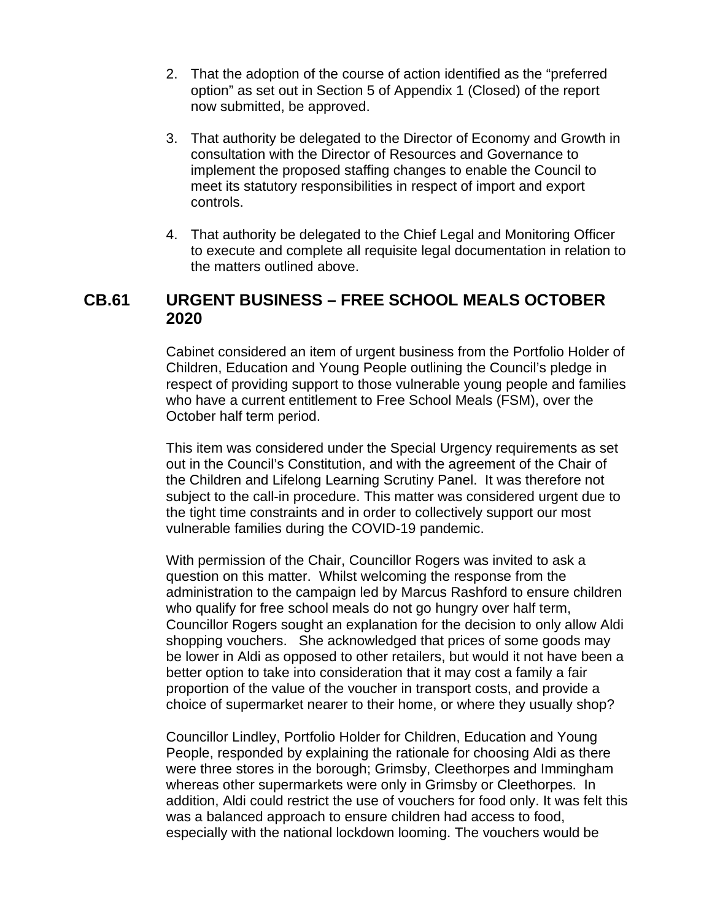2. That the adoption of the course of action identified as the "preferred option" as set out in Section 5 of Appendix 1 (Closed) of the report now submitted, be approved.

3. That authority be delegated to the Director of Economy and Growth in consultation with the Director of Resources and Governance to implement the proposed staffing changes to enable the Council to meet its statutory responsibilities in respect of import and export controls.

4. That authority be delegated to the Chief Legal and Monitoring Officer to execute and complete all requisite legal documentation in relation to the matters outlined above.

## CB.61 URGENT BUSINESS – FREE SCHOOL MEALS OCTOBER 2020

Cabinet considered an item of urgent business from the Portfolio Holder of Children, Education and Young People outlining the Council's pledge in respect of providing support to those vulnerable young people and families who have a current entitlement to Free School Meals (FSM), over the October half term period.

This item was considered under the Special Urgency requirements as set out in the Council's Constitution, and with the agreement of the Chair of the Children and Lifelong Learning Scrutiny Panel. It was therefore not subject to the call-in procedure. This matter was considered urgent due to the tight time constraints and in order to collectively support our most vulnerable families during the COVID-19 pandemic.

With permission of the Chair, Councillor Rogers was invited to ask a question on this matter. Whilst welcoming the response from the administration to the campaign led by Marcus Rashford to ensure children who qualify for free school meals do not go hungry over half term, Councillor Rogers sought an explanation for the decision to only allow Aldi shopping vouchers. She acknowledged that prices of some goods may be lower in Aldi as opposed to other retailers, but would it not have been a better option to take into consideration that it may cost a family a fair proportion of the value of the voucher in transport costs, and provide a choice of supermarket nearer to their home, or where they usually shop?

Councillor Lindley, Portfolio Holder for Children, Education and Young People, responded by explaining the rationale for choosing Aldi as there were three stores in the borough; Grimsby, Cleethorpes and Immingham whereas other supermarkets were only in Grimsby or Cleethorpes. In addition, Aldi could restrict the use of vouchers for food only. It was felt this was a balanced approach to ensure children had access to food, especially with the national lockdown looming. The vouchers would be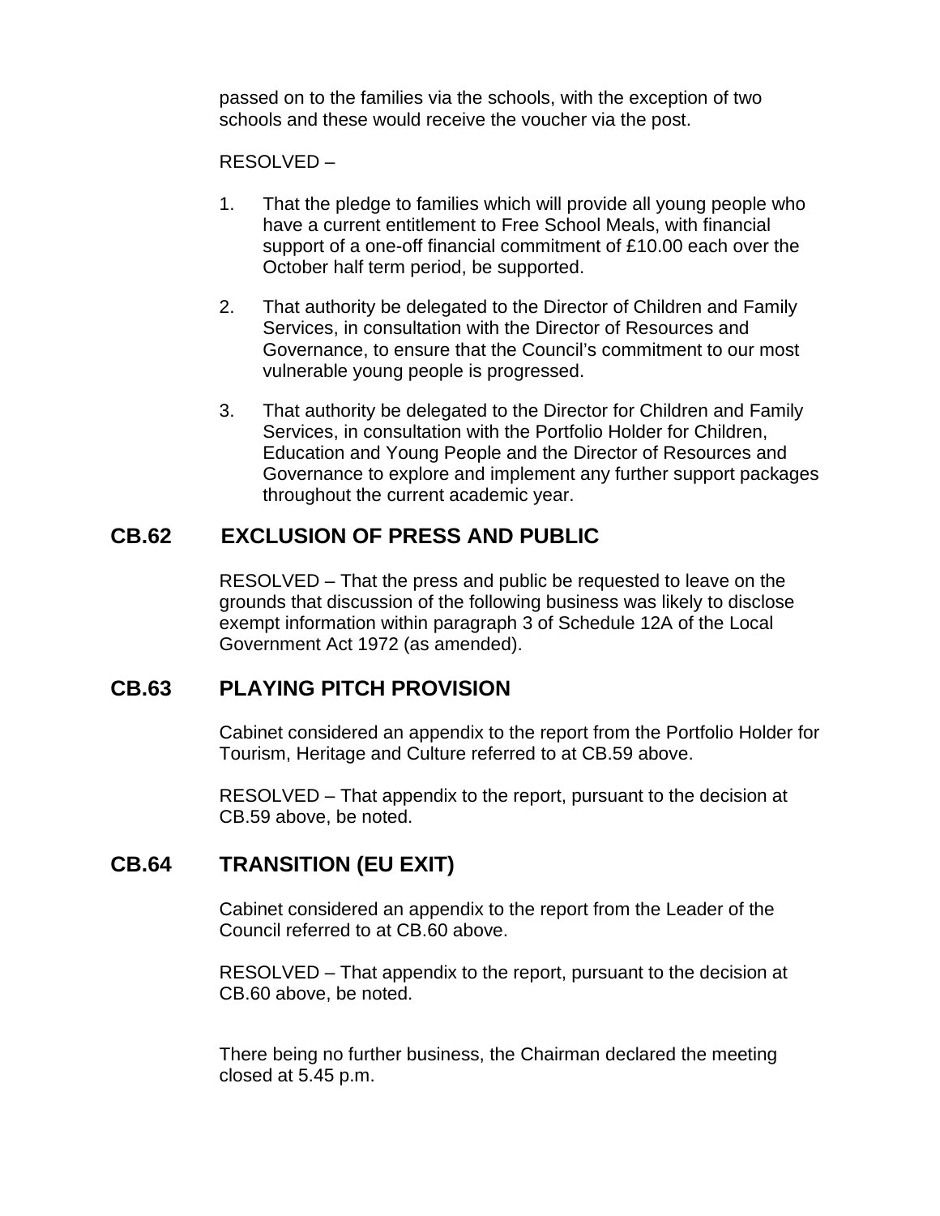passed on to the families via the schools, with the exception of two schools and these would receive the voucher via the post.

RESOLVED –

1. That the pledge to families which will provide all young people who have a current entitlement to Free School Meals, with financial support of a one-off financial commitment of £10.00 each over the October half term period, be supported.

2. That authority be delegated to the Director of Children and Family Services, in consultation with the Director of Resources and Governance, to ensure that the Council's commitment to our most vulnerable young people is progressed.

3. That authority be delegated to the Director for Children and Family Services, in consultation with the Portfolio Holder for Children, Education and Young People and the Director of Resources and Governance to explore and implement any further support packages throughout the current academic year.

## CB.62 EXCLUSION OF PRESS AND PUBLIC

RESOLVED – That the press and public be requested to leave on the grounds that discussion of the following business was likely to disclose exempt information within paragraph 3 of Schedule 12A of the Local Government Act 1972 (as amended).

## CB.63 PLAYING PITCH PROVISION

Cabinet considered an appendix to the report from the Portfolio Holder for Tourism, Heritage and Culture referred to at CB.59 above.

RESOLVED – That appendix to the report, pursuant to the decision at CB.59 above, be noted.

## CB.64 TRANSITION (EU EXIT)

Cabinet considered an appendix to the report from the Leader of the Council referred to at CB.60 above.

RESOLVED – That appendix to the report, pursuant to the decision at CB.60 above, be noted.

There being no further business, the Chairman declared the meeting closed at 5.45 p.m.